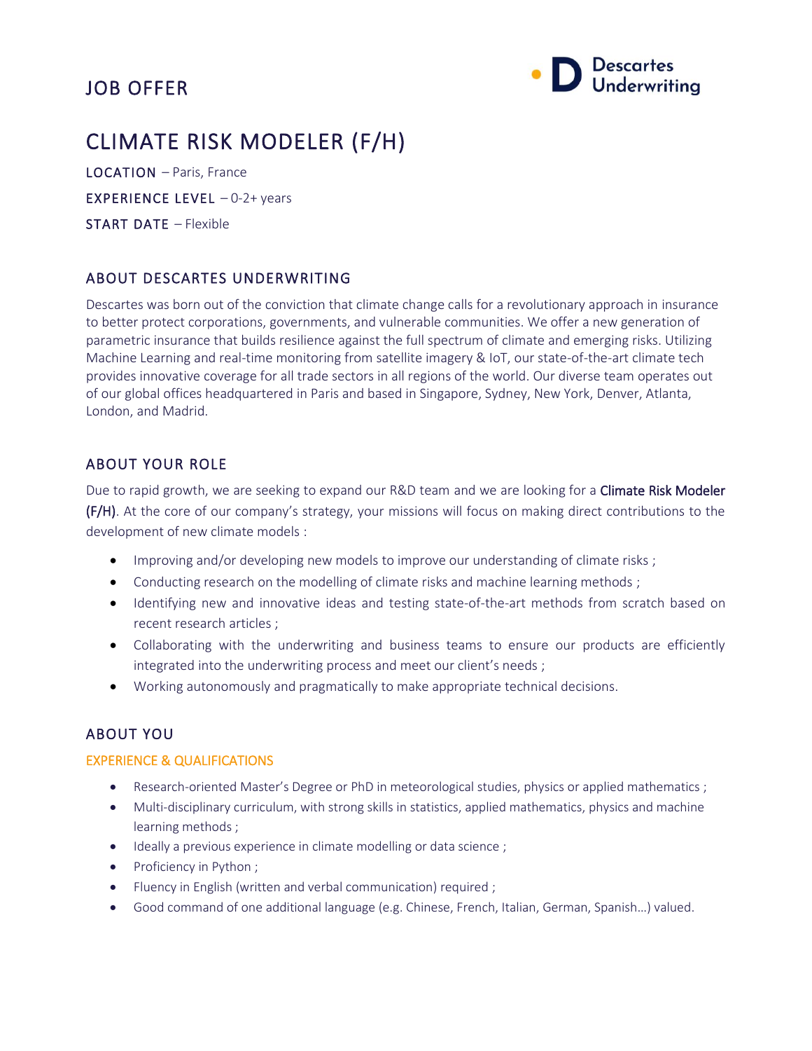# JOB OFFER

Descartes Underwriting

## CLIMATE RISK MODELER (F/H)

LOCATION – Paris, France

EXPERIENCE LEVEL – 0-2+ years

START DATE – Flexible

### ABOUT DESCARTES UNDERWRITING

Descartes was born out of the conviction that climate change calls for a revolutionary approach in insurance to better protect corporations, governments, and vulnerable communities. We offer a new generation of parametric insurance that builds resilience against the full spectrum of climate and emerging risks. Utilizing Machine Learning and real-time monitoring from satellite imagery & IoT, our state-of-the-art climate tech provides innovative coverage for all trade sectors in all regions of the world. Our diverse team operates out of our global offices headquartered in Paris and based in Singapore, Sydney, New York, Denver, Atlanta, London, and Madrid.

### ABOUT YOUR ROLE

Due to rapid growth, we are seeking to expand our R&D team and we are looking for a **Climate Risk Modeler (F/H)**. At the core of our company's strategy, your missions will focus on making direct contributions to the development of new climate models :

- Improving and/or developing new models to improve our understanding of climate risks ;
- Conducting research on the modelling of climate risks and machine learning methods ;
- Identifying new and innovative ideas and testing state-of-the-art methods from scratch based on recent research articles ;
- Collaborating with the underwriting and business teams to ensure our products are efficiently integrated into the underwriting process and meet our client's needs ;
- Working autonomously and pragmatically to make appropriate technical decisions.

### ABOUT YOU

#### EXPERIENCE & QUALIFICATIONS

- Research-oriented Master's Degree or PhD in meteorological studies, physics or applied mathematics ;
- Multi-disciplinary curriculum, with strong skills in statistics, applied mathematics, physics and machine learning methods ;
- Ideally a previous experience in climate modelling or data science ;
- Proficiency in Python ;
- Fluency in English (written and verbal communication) required ;
- Good command of one additional language (e.g. Chinese, French, Italian, German, Spanish…) valued.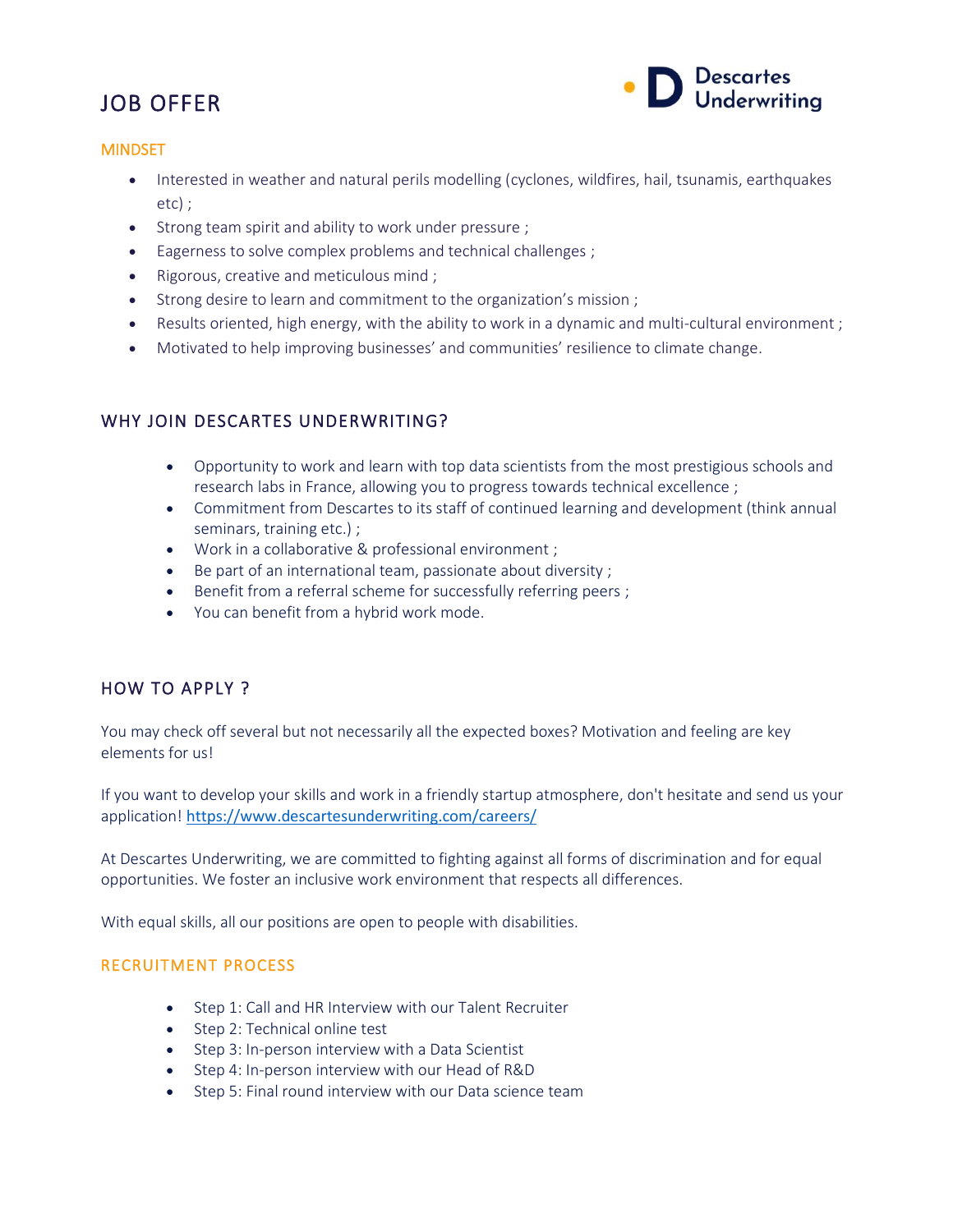# JOB OFFER

Descartes Underwriting

### MINDSET

- Interested in weather and natural perils modelling (cyclones, wildfires, hail, tsunamis, earthquakes etc) ;
- Strong team spirit and ability to work under pressure ;
- Eagerness to solve complex problems and technical challenges ;
- Rigorous, creative and meticulous mind ;
- Strong desire to learn and commitment to the organization's mission ;
- Results oriented, high energy, with the ability to work in a dynamic and multi-cultural environment ;
- Motivated to help improving businesses' and communities' resilience to climate change.

## WHY JOIN DESCARTES UNDERWRITING?

- Opportunity to work and learn with top data scientists from the most prestigious schools and research labs in France, allowing you to progress towards technical excellence ;
- Commitment from Descartes to its staff of continued learning and development (think annual seminars, training etc.) ;
- Work in a collaborative & professional environment ;
- Be part of an international team, passionate about diversity ;
- Benefit from a referral scheme for successfully referring peers ;
- You can benefit from a hybrid work mode.

## HOW TO APPLY ?

You may check off several but not necessarily all the expected boxes? Motivation and feeling are key elements for us!

If you want to develop your skills and work in a friendly startup atmosphere, don't hesitate and send us your application! https://www.descartesunderwriting.com/careers/

At Descartes Underwriting, we are committed to fighting against all forms of discrimination and for equal opportunities. We foster an inclusive work environment that respects all differences.

With equal skills, all our positions are open to people with disabilities.

### RECRUITMENT PROCESS

- Step 1: Call and HR Interview with our Talent Recruiter
- Step 2: Technical online test
- Step 3: In-person interview with a Data Scientist
- Step 4: In-person interview with our Head of R&D
- Step 5: Final round interview with our Data science team